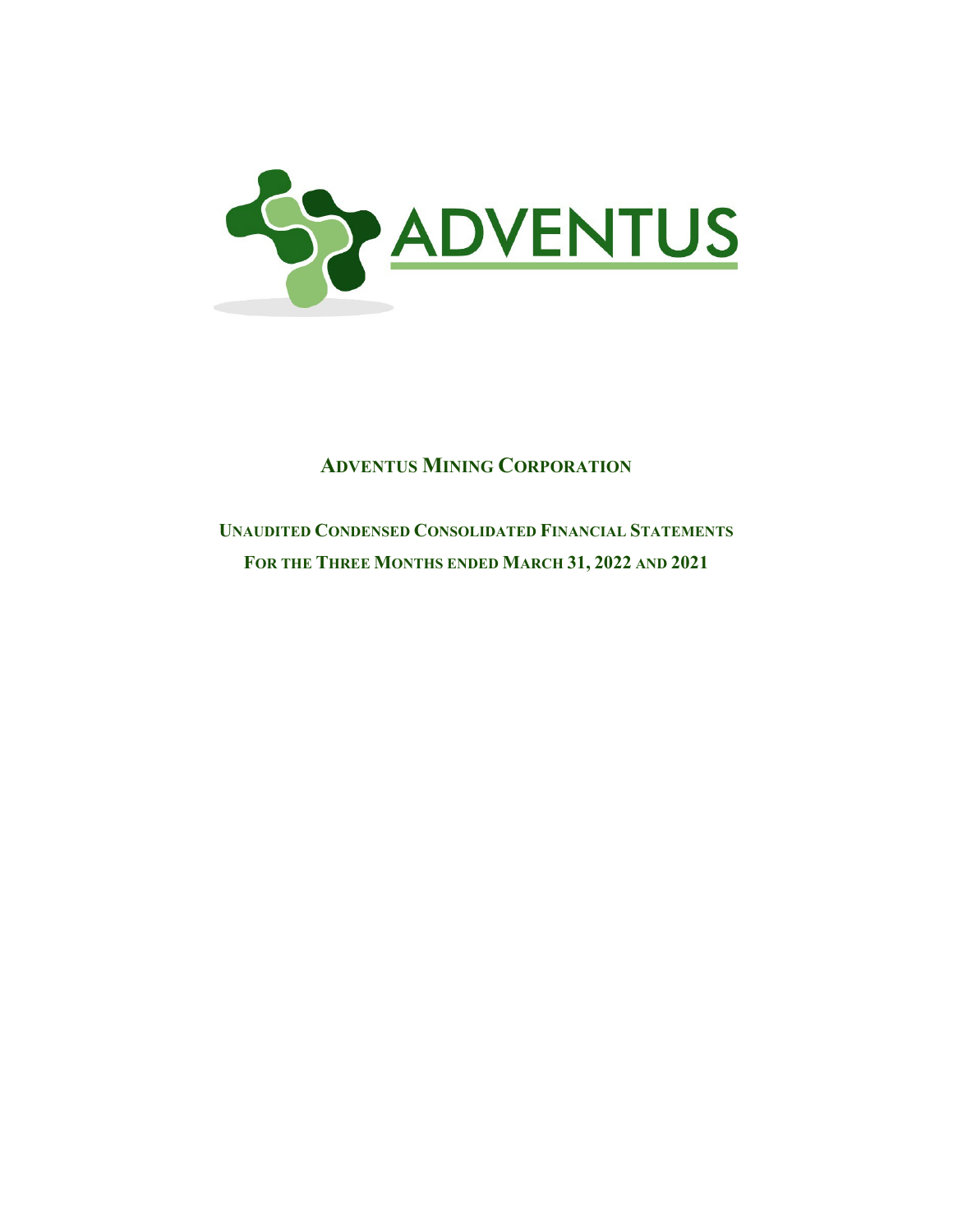ADVENTUS

# ADVENTUS MINING CORPORATION

## UNAUDITED CONDENSED CONSOLIDATED FINANCIAL STATEMENTS

## FOR THE THREE MONTHS ENDED MARCH 31, 2022 AND 2021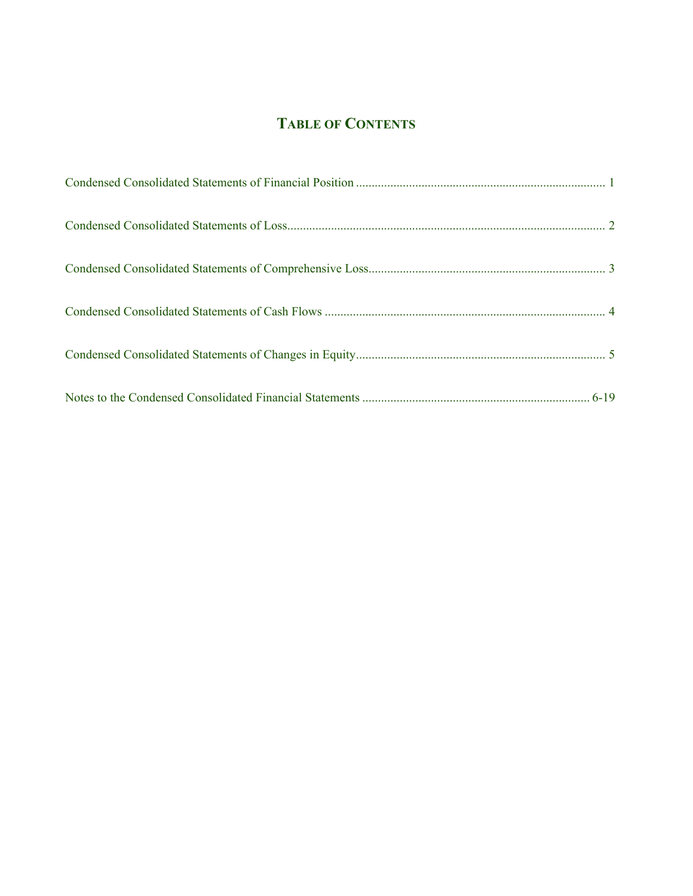# TABLE OF CONTENTS

| | |
|---|---|
| Condensed Consolidated Statements of Financial Position | 1 |
| Condensed Consolidated Statements of Loss | 2 |
| Condensed Consolidated Statements of Comprehensive Loss | 3 |
| Condensed Consolidated Statements of Cash Flows | 4 |
| Condensed Consolidated Statements of Changes in Equity | 5 |
| Notes to the Condensed Consolidated Financial Statements | 6-19 |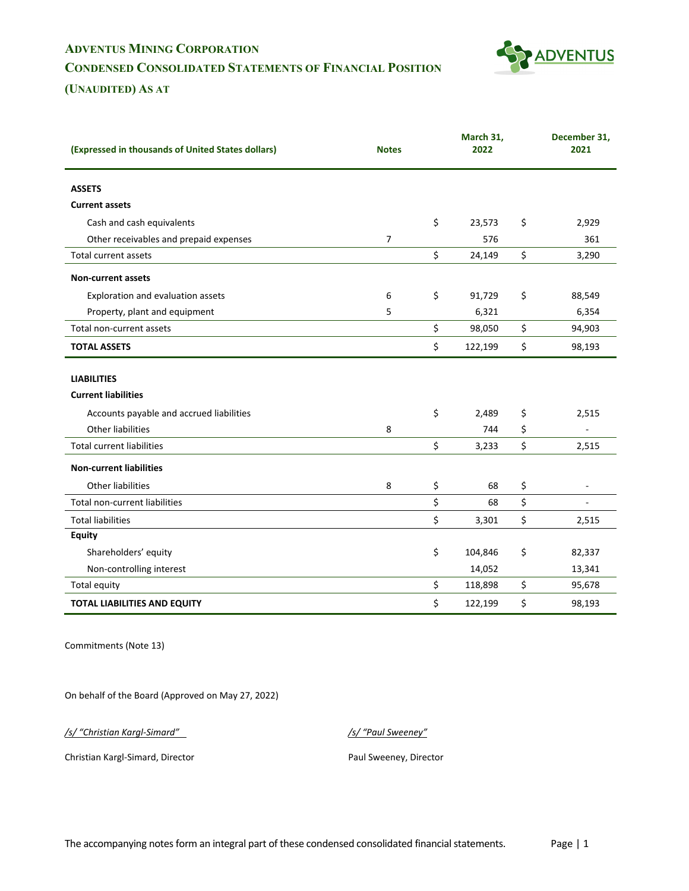# ADVENTUS MINING CORPORATION

## CONDENSED CONSOLIDATED STATEMENTS OF FINANCIAL POSITION

### (UNAUDITED) AS AT

| (Expressed in thousands of United States dollars) | Notes | March 31, 2022 | December 31, 2021 |
|---|---|---|---|
| **ASSETS** | | | |
| **Current assets** | | | |
| Cash and cash equivalents | | $ 23,573 | $ 2,929 |
| Other receivables and prepaid expenses | 7 | 576 | 361 |
| Total current assets | | $ 24,149 | $ 3,290 |
| **Non-current assets** | | | |
| Exploration and evaluation assets | 6 | $ 91,729 | $ 88,549 |
| Property, plant and equipment | 5 | 6,321 | 6,354 |
| Total non-current assets | | $ 98,050 | $ 94,903 |
| **TOTAL ASSETS** | | $ 122,199 | $ 98,193 |
| **LIABILITIES** | | | |
| **Current liabilities** | | | |
| Accounts payable and accrued liabilities | | $ 2,489 | $ 2,515 |
| Other liabilities | 8 | 744 | $ - |
| Total current liabilities | | $ 3,233 | $ 2,515 |
| **Non-current liabilities** | | | |
| Other liabilities | 8 | $ 68 | $ - |
| Total non-current liabilities | | $ 68 | $ - |
| Total liabilities | | $ 3,301 | $ 2,515 |
| **Equity** | | | |
| Shareholders' equity | | $ 104,846 | $ 82,337 |
| Non-controlling interest | | 14,052 | 13,341 |
| Total equity | | $ 118,898 | $ 95,678 |
| **TOTAL LIABILITIES AND EQUITY** | | $ 122,199 | $ 98,193 |

Commitments (Note 13)

On behalf of the Board (Approved on May 27, 2022)

*/s/ "Christian Kargl-Simard"*

Christian Kargl-Simard, Director

*/s/ "Paul Sweeney"*

Paul Sweeney, Director

The accompanying notes form an integral part of these condensed consolidated financial statements.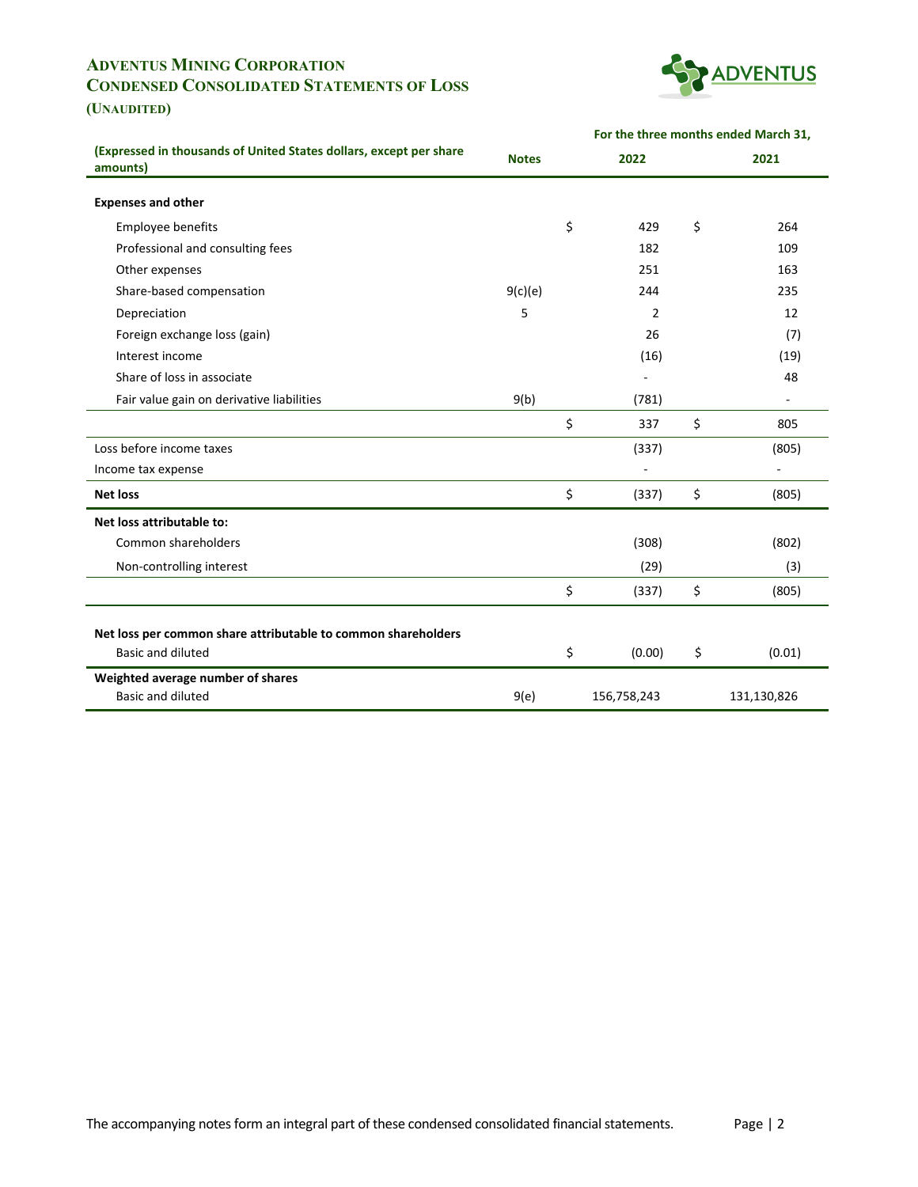# ADVENTUS MINING CORPORATION
## CONDENSED CONSOLIDATED STATEMENTS OF LOSS
### (UNAUDITED)

| (Expressed in thousands of United States dollars, except per share amounts) | Notes | For the three months ended March 31, 2022 | 2021 |
|---|---|---|---|
| **Expenses and other** | | | |
| Employee benefits | | $ 429 | $ 264 |
| Professional and consulting fees | | 182 | 109 |
| Other expenses | | 251 | 163 |
| Share-based compensation | 9(c)(e) | 244 | 235 |
| Depreciation | 5 | 2 | 12 |
| Foreign exchange loss (gain) | | 26 | (7) |
| Interest income | | (16) | (19) |
| Share of loss in associate | | - | 48 |
| Fair value gain on derivative liabilities | 9(b) | (781) | - |
| | | $ 337 | $ 805 |
| Loss before income taxes | | (337) | (805) |
| Income tax expense | | - | - |
| **Net loss** | | $ (337) | $ (805) |
| **Net loss attributable to:** | | | |
| Common shareholders | | (308) | (802) |
| Non-controlling interest | | (29) | (3) |
| | | $ (337) | $ (805) |
| **Net loss per common share attributable to common shareholders** | | | |
| Basic and diluted | | $ (0.00) | $ (0.01) |
| **Weighted average number of shares** | | | |
| Basic and diluted | 9(e) | 156,758,243 | 131,130,826 |

The accompanying notes form an integral part of these condensed consolidated financial statements.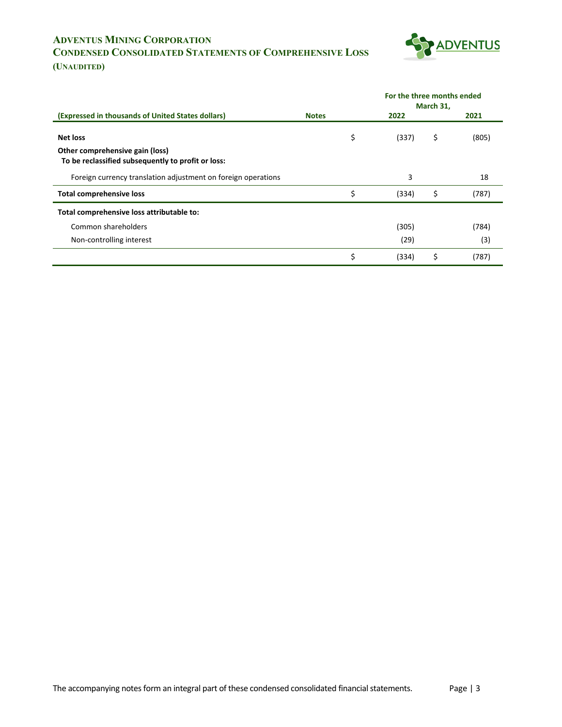# ADVENTUS MINING CORPORATION
## CONDENSED CONSOLIDATED STATEMENTS OF COMPREHENSIVE LOSS
### (UNAUDITED)

| (Expressed in thousands of United States dollars) | Notes | For the three months ended March 31, 2022 | 2021 |
|---|---|---|---|
| **Net loss** | | $ (337) | $ (805) |
| **Other comprehensive gain (loss)** | | | |
| **To be reclassified subsequently to profit or loss:** | | | |
| Foreign currency translation adjustment on foreign operations | | 3 | 18 |
| **Total comprehensive loss** | | $ (334) | $ (787) |
| **Total comprehensive loss attributable to:** | | | |
| Common shareholders | | (305) | (784) |
| Non-controlling interest | | (29) | (3) |
| | | $ (334) | $ (787) |

The accompanying notes form an integral part of these condensed consolidated financial statements.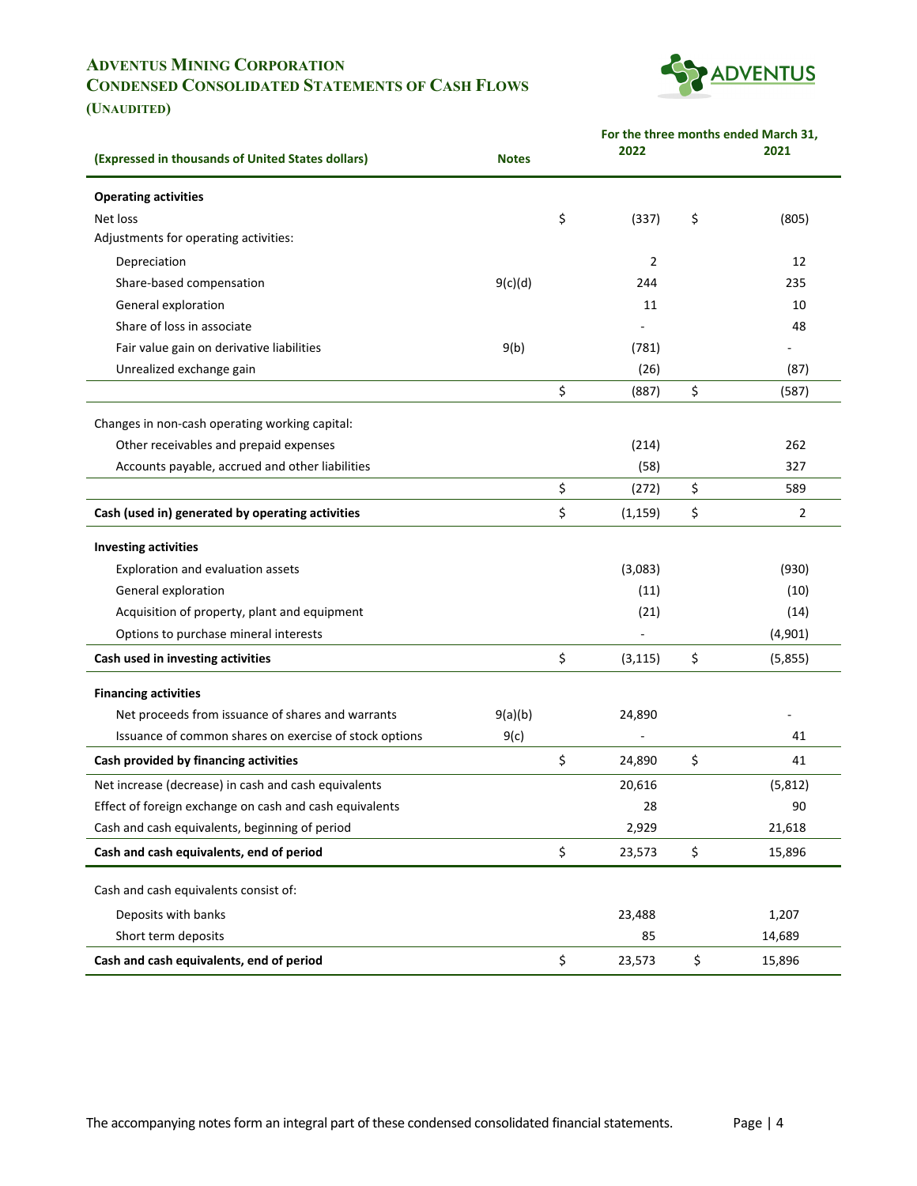# ADVENTUS MINING CORPORATION
## CONDENSED CONSOLIDATED STATEMENTS OF CASH FLOWS
### (UNAUDITED)

| (Expressed in thousands of United States dollars) | Notes | For the three months ended March 31, 2022 | 2021 |
|---|---|---|---|
| **Operating activities** | | | |
| Net loss | | $ (337) | $ (805) |
| Adjustments for operating activities: | | | |
| Depreciation | | 2 | 12 |
| Share-based compensation | 9(c)(d) | 244 | 235 |
| General exploration | | 11 | 10 |
| Share of loss in associate | | - | 48 |
| Fair value gain on derivative liabilities | 9(b) | (781) | - |
| Unrealized exchange gain | | (26) | (87) |
| | | $ (887) | $ (587) |
| Changes in non-cash operating working capital: | | | |
| Other receivables and prepaid expenses | | (214) | 262 |
| Accounts payable, accrued and other liabilities | | (58) | 327 |
| | | $ (272) | $ 589 |
| **Cash (used in) generated by operating activities** | | $ (1,159) | $ 2 |
| **Investing activities** | | | |
| Exploration and evaluation assets | | (3,083) | (930) |
| General exploration | | (11) | (10) |
| Acquisition of property, plant and equipment | | (21) | (14) |
| Options to purchase mineral interests | | - | (4,901) |
| **Cash used in investing activities** | | $ (3,115) | $ (5,855) |
| **Financing activities** | | | |
| Net proceeds from issuance of shares and warrants | 9(a)(b) | 24,890 | - |
| Issuance of common shares on exercise of stock options | 9(c) | - | 41 |
| **Cash provided by financing activities** | | $ 24,890 | $ 41 |
| Net increase (decrease) in cash and cash equivalents | | 20,616 | (5,812) |
| Effect of foreign exchange on cash and cash equivalents | | 28 | 90 |
| Cash and cash equivalents, beginning of period | | 2,929 | 21,618 |
| **Cash and cash equivalents, end of period** | | $ 23,573 | $ 15,896 |
| Cash and cash equivalents consist of: | | | |
| Deposits with banks | | 23,488 | 1,207 |
| Short term deposits | | 85 | 14,689 |
| **Cash and cash equivalents, end of period** | | $ 23,573 | $ 15,896 |

The accompanying notes form an integral part of these condensed consolidated financial statements.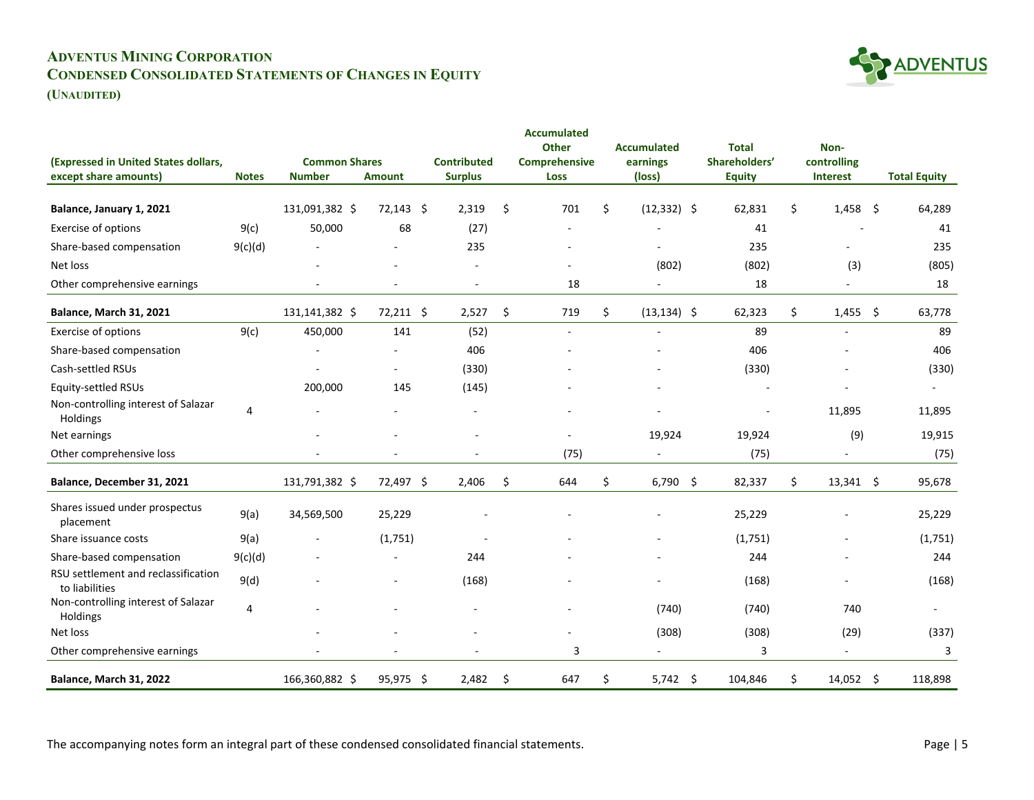# ADVENTUS MINING CORPORATION
## CONDENSED CONSOLIDATED STATEMENTS OF CHANGES IN EQUITY
### (UNAUDITED)

| (Expressed in United States dollars, except share amounts) | Notes | Common Shares Number | Common Shares Amount | Contributed Surplus | Accumulated Other Comprehensive Loss | Accumulated earnings (loss) | Total Shareholders' Equity | Non-controlling Interest | Total Equity |
|---|---|---|---|---|---|---|---|---|---|
| **Balance, January 1, 2021** | | 131,091,382 | $ 72,143 | $ 2,319 | $ 701 | $ (12,332) | $ 62,831 | $ 1,458 | $ 64,289 |
| Exercise of options | 9(c) | 50,000 | 68 | (27) | - | - | 41 | - | 41 |
| Share-based compensation | 9(c)(d) | - | - | 235 | - | - | 235 | - | 235 |
| Net loss | | - | - | - | - | (802) | (802) | (3) | (805) |
| Other comprehensive earnings | | - | - | - | 18 | - | 18 | - | 18 |
| **Balance, March 31, 2021** | | 131,141,382 | $ 72,211 | $ 2,527 | $ 719 | $ (13,134) | $ 62,323 | $ 1,455 | $ 63,778 |
| Exercise of options | 9(c) | 450,000 | 141 | (52) | - | - | 89 | - | 89 |
| Share-based compensation | | - | - | 406 | - | - | 406 | - | 406 |
| Cash-settled RSUs | | - | - | (330) | - | - | (330) | - | (330) |
| Equity-settled RSUs | | 200,000 | 145 | (145) | - | - | - | - | - |
| Non-controlling interest of Salazar Holdings | 4 | - | - | - | - | - | - | 11,895 | 11,895 |
| Net earnings | | - | - | - | - | 19,924 | 19,924 | (9) | 19,915 |
| Other comprehensive loss | | - | - | - | (75) | - | (75) | - | (75) |
| **Balance, December 31, 2021** | | 131,791,382 | $ 72,497 | $ 2,406 | $ 644 | $ 6,790 | $ 82,337 | $ 13,341 | $ 95,678 |
| Shares issued under prospectus placement | 9(a) | 34,569,500 | 25,229 | - | - | - | 25,229 | - | 25,229 |
| Share issuance costs | 9(a) | - | (1,751) | - | - | - | (1,751) | - | (1,751) |
| Share-based compensation | 9(c)(d) | - | - | 244 | - | - | 244 | - | 244 |
| RSU settlement and reclassification to liabilities | 9(d) | - | - | (168) | - | - | (168) | - | (168) |
| Non-controlling interest of Salazar Holdings | 4 | - | - | - | - | (740) | (740) | 740 | - |
| Net loss | | - | - | - | - | (308) | (308) | (29) | (337) |
| Other comprehensive earnings | | - | - | - | 3 | - | 3 | - | 3 |
| **Balance, March 31, 2022** | | 166,360,882 | $ 95,975 | $ 2,482 | $ 647 | $ 5,742 | $ 104,846 | $ 14,052 | $ 118,898 |

The accompanying notes form an integral part of these condensed consolidated financial statements.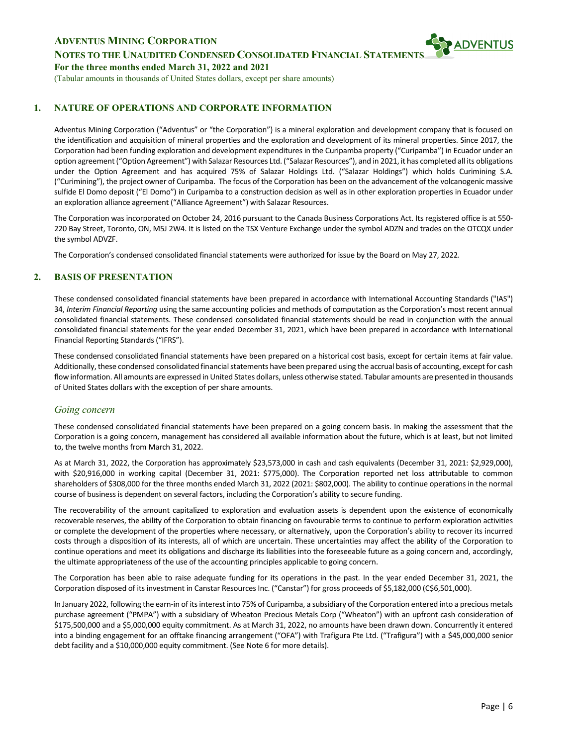## 1. NATURE OF OPERATIONS AND CORPORATE INFORMATION

Adventus Mining Corporation ("Adventus" or "the Corporation") is a mineral exploration and development company that is focused on the identification and acquisition of mineral properties and the exploration and development of its mineral properties. Since 2017, the Corporation had been funding exploration and development expenditures in the Curipamba property ("Curipamba") in Ecuador under an option agreement ("Option Agreement") with Salazar Resources Ltd. ("Salazar Resources"), and in 2021, it has completed all its obligations under the Option Agreement and has acquired 75% of Salazar Holdings Ltd. ("Salazar Holdings") which holds Curimining S.A. ("Curimining"), the project owner of Curipamba. The focus of the Corporation has been on the advancement of the volcanogenic massive sulfide El Domo deposit ("El Domo") in Curipamba to a construction decision as well as in other exploration properties in Ecuador under an exploration alliance agreement ("Alliance Agreement") with Salazar Resources.

The Corporation was incorporated on October 24, 2016 pursuant to the Canada Business Corporations Act. Its registered office is at 550-220 Bay Street, Toronto, ON, M5J 2W4. It is listed on the TSX Venture Exchange under the symbol ADZN and trades on the OTCQX under the symbol ADVZF.

The Corporation's condensed consolidated financial statements were authorized for issue by the Board on May 27, 2022.

## 2. BASIS OF PRESENTATION

These condensed consolidated financial statements have been prepared in accordance with International Accounting Standards ("IAS") 34, *Interim Financial Reporting* using the same accounting policies and methods of computation as the Corporation's most recent annual consolidated financial statements. These condensed consolidated financial statements should be read in conjunction with the annual consolidated financial statements for the year ended December 31, 2021, which have been prepared in accordance with International Financial Reporting Standards ("IFRS").

These condensed consolidated financial statements have been prepared on a historical cost basis, except for certain items at fair value. Additionally, these condensed consolidated financial statements have been prepared using the accrual basis of accounting, except for cash flow information. All amounts are expressed in United States dollars, unless otherwise stated. Tabular amounts are presented in thousands of United States dollars with the exception of per share amounts.

### *Going concern*

These condensed consolidated financial statements have been prepared on a going concern basis. In making the assessment that the Corporation is a going concern, management has considered all available information about the future, which is at least, but not limited to, the twelve months from March 31, 2022.

As at March 31, 2022, the Corporation has approximately $23,573,000 in cash and cash equivalents (December 31, 2021: $2,929,000), with $20,916,000 in working capital (December 31, 2021: $775,000). The Corporation reported net loss attributable to common shareholders of $308,000 for the three months ended March 31, 2022 (2021: $802,000). The ability to continue operations in the normal course of business is dependent on several factors, including the Corporation's ability to secure funding.

The recoverability of the amount capitalized to exploration and evaluation assets is dependent upon the existence of economically recoverable reserves, the ability of the Corporation to obtain financing on favourable terms to continue to perform exploration activities or complete the development of the properties where necessary, or alternatively, upon the Corporation's ability to recover its incurred costs through a disposition of its interests, all of which are uncertain. These uncertainties may affect the ability of the Corporation to continue operations and meet its obligations and discharge its liabilities into the foreseeable future as a going concern and, accordingly, the ultimate appropriateness of the use of the accounting principles applicable to going concern.

The Corporation has been able to raise adequate funding for its operations in the past. In the year ended December 31, 2021, the Corporation disposed of its investment in Canstar Resources Inc. ("Canstar") for gross proceeds of $5,182,000 (C$6,501,000).

In January 2022, following the earn-in of its interest into 75% of Curipamba, a subsidiary of the Corporation entered into a precious metals purchase agreement ("PMPA") with a subsidiary of Wheaton Precious Metals Corp ("Wheaton") with an upfront cash consideration of $175,500,000 and a $5,000,000 equity commitment. As at March 31, 2022, no amounts have been drawn down. Concurrently it entered into a binding engagement for an offtake financing arrangement ("OFA") with Trafigura Pte Ltd. ("Trafigura") with a $45,000,000 senior debt facility and a $10,000,000 equity commitment. (See Note 6 for more details).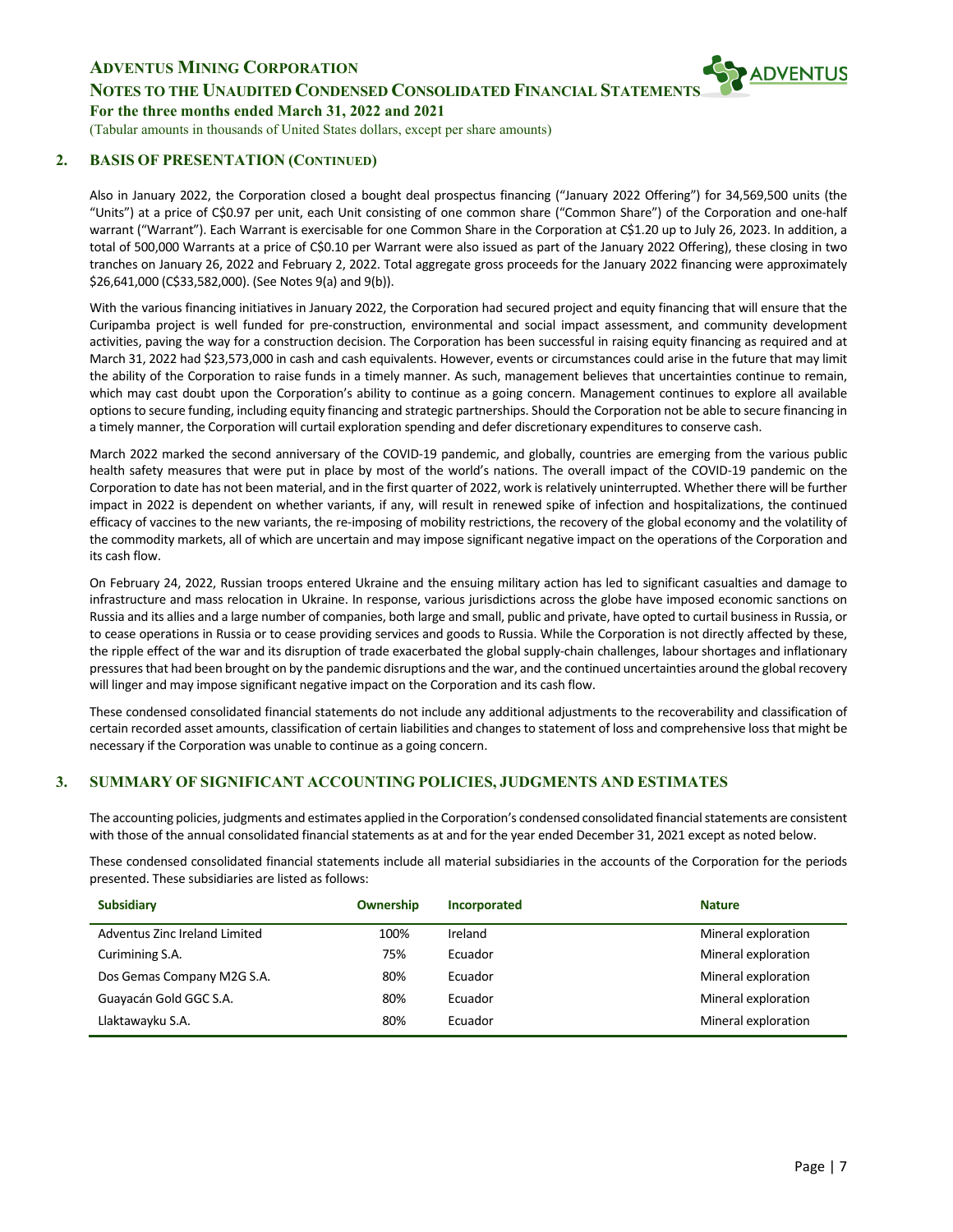## 2. BASIS OF PRESENTATION (CONTINUED)

Also in January 2022, the Corporation closed a bought deal prospectus financing ("January 2022 Offering") for 34,569,500 units (the "Units") at a price of C$0.97 per unit, each Unit consisting of one common share ("Common Share") of the Corporation and one-half warrant ("Warrant"). Each Warrant is exercisable for one Common Share in the Corporation at C$1.20 up to July 26, 2023. In addition, a total of 500,000 Warrants at a price of C$0.10 per Warrant were also issued as part of the January 2022 Offering), these closing in two tranches on January 26, 2022 and February 2, 2022. Total aggregate gross proceeds for the January 2022 financing were approximately \$26,641,000 (C\$33,582,000). (See Notes 9(a) and 9(b)).

With the various financing initiatives in January 2022, the Corporation had secured project and equity financing that will ensure that the Curipamba project is well funded for pre-construction, environmental and social impact assessment, and community development activities, paving the way for a construction decision. The Corporation has been successful in raising equity financing as required and at March 31, 2022 had \$23,573,000 in cash and cash equivalents. However, events or circumstances could arise in the future that may limit the ability of the Corporation to raise funds in a timely manner. As such, management believes that uncertainties continue to remain, which may cast doubt upon the Corporation's ability to continue as a going concern. Management continues to explore all available options to secure funding, including equity financing and strategic partnerships. Should the Corporation not be able to secure financing in a timely manner, the Corporation will curtail exploration spending and defer discretionary expenditures to conserve cash.

March 2022 marked the second anniversary of the COVID-19 pandemic, and globally, countries are emerging from the various public health safety measures that were put in place by most of the world's nations. The overall impact of the COVID-19 pandemic on the Corporation to date has not been material, and in the first quarter of 2022, work is relatively uninterrupted. Whether there will be further impact in 2022 is dependent on whether variants, if any, will result in renewed spike of infection and hospitalizations, the continued efficacy of vaccines to the new variants, the re-imposing of mobility restrictions, the recovery of the global economy and the volatility of the commodity markets, all of which are uncertain and may impose significant negative impact on the operations of the Corporation and its cash flow.

On February 24, 2022, Russian troops entered Ukraine and the ensuing military action has led to significant casualties and damage to infrastructure and mass relocation in Ukraine. In response, various jurisdictions across the globe have imposed economic sanctions on Russia and its allies and a large number of companies, both large and small, public and private, have opted to curtail business in Russia, or to cease operations in Russia or to cease providing services and goods to Russia. While the Corporation is not directly affected by these, the ripple effect of the war and its disruption of trade exacerbated the global supply-chain challenges, labour shortages and inflationary pressures that had been brought on by the pandemic disruptions and the war, and the continued uncertainties around the global recovery will linger and may impose significant negative impact on the Corporation and its cash flow.

These condensed consolidated financial statements do not include any additional adjustments to the recoverability and classification of certain recorded asset amounts, classification of certain liabilities and changes to statement of loss and comprehensive loss that might be necessary if the Corporation was unable to continue as a going concern.

## 3. SUMMARY OF SIGNIFICANT ACCOUNTING POLICIES, JUDGMENTS AND ESTIMATES

The accounting policies, judgments and estimates applied in the Corporation's condensed consolidated financial statements are consistent with those of the annual consolidated financial statements as at and for the year ended December 31, 2021 except as noted below.

These condensed consolidated financial statements include all material subsidiaries in the accounts of the Corporation for the periods presented. These subsidiaries are listed as follows:

| Subsidiary | Ownership | Incorporated | Nature |
|---|---|---|---|
| Adventus Zinc Ireland Limited | 100% | Ireland | Mineral exploration |
| Curimining S.A. | 75% | Ecuador | Mineral exploration |
| Dos Gemas Company M2G S.A. | 80% | Ecuador | Mineral exploration |
| Guayacán Gold GGC S.A. | 80% | Ecuador | Mineral exploration |
| Llaktawayku S.A. | 80% | Ecuador | Mineral exploration |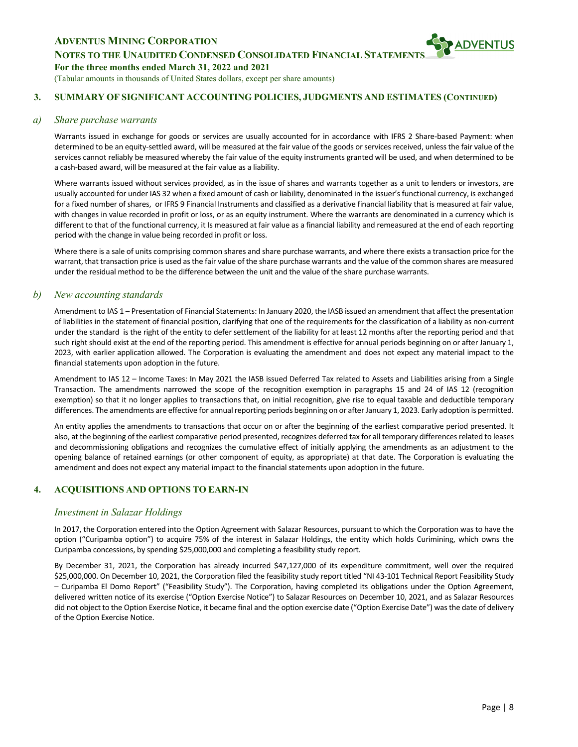## 3. SUMMARY OF SIGNIFICANT ACCOUNTING POLICIES, JUDGMENTS AND ESTIMATES (CONTINUED)

### a) *Share purchase warrants*

Warrants issued in exchange for goods or services are usually accounted for in accordance with IFRS 2 Share-based Payment: when determined to be an equity-settled award, will be measured at the fair value of the goods or services received, unless the fair value of the services cannot reliably be measured whereby the fair value of the equity instruments granted will be used, and when determined to be a cash-based award, will be measured at the fair value as a liability.

Where warrants issued without services provided, as in the issue of shares and warrants together as a unit to lenders or investors, are usually accounted for under IAS 32 when a fixed amount of cash or liability, denominated in the issuer's functional currency, is exchanged for a fixed number of shares, or IFRS 9 Financial Instruments and classified as a derivative financial liability that is measured at fair value, with changes in value recorded in profit or loss, or as an equity instrument. Where the warrants are denominated in a currency which is different to that of the functional currency, it Is measured at fair value as a financial liability and remeasured at the end of each reporting period with the change in value being recorded in profit or loss.

Where there is a sale of units comprising common shares and share purchase warrants, and where there exists a transaction price for the warrant, that transaction price is used as the fair value of the share purchase warrants and the value of the common shares are measured under the residual method to be the difference between the unit and the value of the share purchase warrants.

### b) *New accounting standards*

Amendment to IAS 1 – Presentation of Financial Statements: In January 2020, the IASB issued an amendment that affect the presentation of liabilities in the statement of financial position, clarifying that one of the requirements for the classification of a liability as non-current under the standard is the right of the entity to defer settlement of the liability for at least 12 months after the reporting period and that such right should exist at the end of the reporting period. This amendment is effective for annual periods beginning on or after January 1, 2023, with earlier application allowed. The Corporation is evaluating the amendment and does not expect any material impact to the financial statements upon adoption in the future.

Amendment to IAS 12 – Income Taxes: In May 2021 the IASB issued Deferred Tax related to Assets and Liabilities arising from a Single Transaction. The amendments narrowed the scope of the recognition exemption in paragraphs 15 and 24 of IAS 12 (recognition exemption) so that it no longer applies to transactions that, on initial recognition, give rise to equal taxable and deductible temporary differences. The amendments are effective for annual reporting periods beginning on or after January 1, 2023. Early adoption is permitted.

An entity applies the amendments to transactions that occur on or after the beginning of the earliest comparative period presented. It also, at the beginning of the earliest comparative period presented, recognizes deferred tax for all temporary differences related to leases and decommissioning obligations and recognizes the cumulative effect of initially applying the amendments as an adjustment to the opening balance of retained earnings (or other component of equity, as appropriate) at that date. The Corporation is evaluating the amendment and does not expect any material impact to the financial statements upon adoption in the future.

## 4. ACQUISITIONS AND OPTIONS TO EARN-IN

### *Investment in Salazar Holdings*

In 2017, the Corporation entered into the Option Agreement with Salazar Resources, pursuant to which the Corporation was to have the option ("Curipamba option") to acquire 75% of the interest in Salazar Holdings, the entity which holds Curimining, which owns the Curipamba concessions, by spending $25,000,000 and completing a feasibility study report.

By December 31, 2021, the Corporation has already incurred $47,127,000 of its expenditure commitment, well over the required $25,000,000. On December 10, 2021, the Corporation filed the feasibility study report titled "NI 43-101 Technical Report Feasibility Study – Curipamba El Domo Report" ("Feasibility Study"). The Corporation, having completed its obligations under the Option Agreement, delivered written notice of its exercise ("Option Exercise Notice") to Salazar Resources on December 10, 2021, and as Salazar Resources did not object to the Option Exercise Notice, it became final and the option exercise date ("Option Exercise Date") was the date of delivery of the Option Exercise Notice.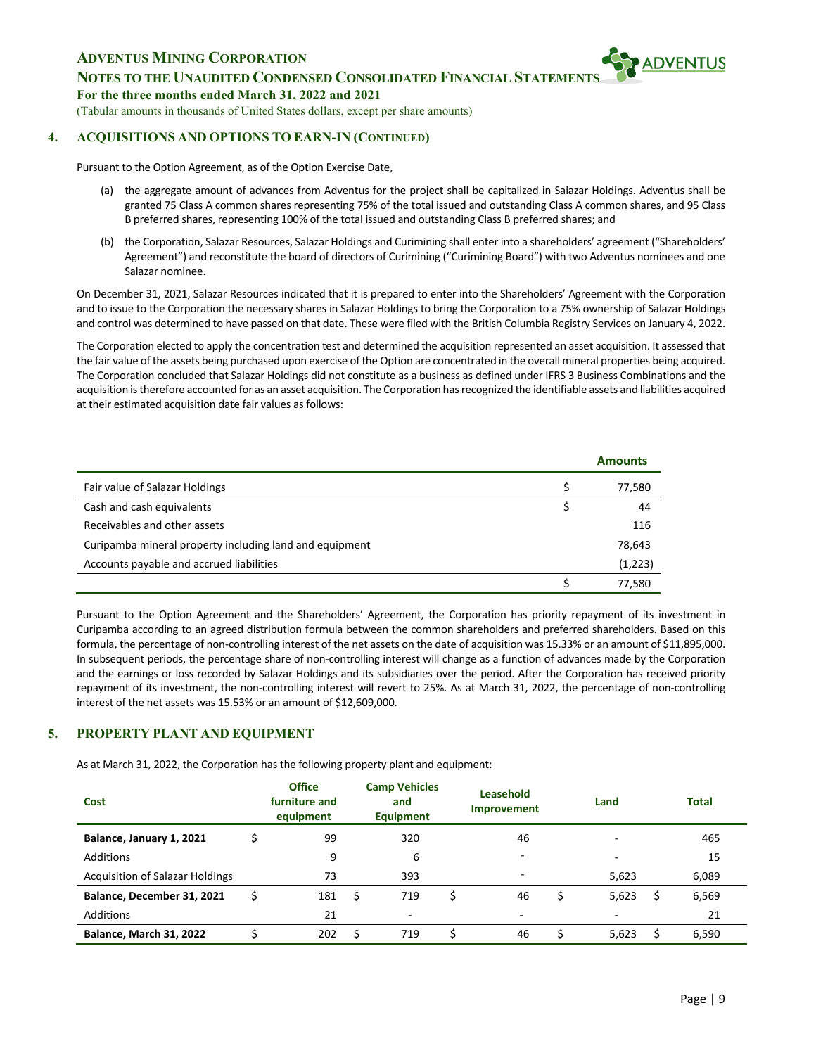## 4. ACQUISITIONS AND OPTIONS TO EARN-IN (CONTINUED)

Pursuant to the Option Agreement, as of the Option Exercise Date,

(a) the aggregate amount of advances from Adventus for the project shall be capitalized in Salazar Holdings. Adventus shall be granted 75 Class A common shares representing 75% of the total issued and outstanding Class A common shares, and 95 Class B preferred shares, representing 100% of the total issued and outstanding Class B preferred shares; and

(b) the Corporation, Salazar Resources, Salazar Holdings and Curimining shall enter into a shareholders' agreement ("Shareholders' Agreement") and reconstitute the board of directors of Curimining ("Curimining Board") with two Adventus nominees and one Salazar nominee.

On December 31, 2021, Salazar Resources indicated that it is prepared to enter into the Shareholders' Agreement with the Corporation and to issue to the Corporation the necessary shares in Salazar Holdings to bring the Corporation to a 75% ownership of Salazar Holdings and control was determined to have passed on that date. These were filed with the British Columbia Registry Services on January 4, 2022.

The Corporation elected to apply the concentration test and determined the acquisition represented an asset acquisition. It assessed that the fair value of the assets being purchased upon exercise of the Option are concentrated in the overall mineral properties being acquired. The Corporation concluded that Salazar Holdings did not constitute as a business as defined under IFRS 3 Business Combinations and the acquisition is therefore accounted for as an asset acquisition. The Corporation has recognized the identifiable assets and liabilities acquired at their estimated acquisition date fair values as follows:

| | | Amounts |
|---|---|---|
| Fair value of Salazar Holdings | $ | 77,580 |
| Cash and cash equivalents | $ | 44 |
| Receivables and other assets | | 116 |
| Curipamba mineral property including land and equipment | | 78,643 |
| Accounts payable and accrued liabilities | | (1,223) |
| | $ | 77,580 |

Pursuant to the Option Agreement and the Shareholders' Agreement, the Corporation has priority repayment of its investment in Curipamba according to an agreed distribution formula between the common shareholders and preferred shareholders. Based on this formula, the percentage of non-controlling interest of the net assets on the date of acquisition was 15.33% or an amount of $11,895,000. In subsequent periods, the percentage share of non-controlling interest will change as a function of advances made by the Corporation and the earnings or loss recorded by Salazar Holdings and its subsidiaries over the period. After the Corporation has received priority repayment of its investment, the non-controlling interest will revert to 25%. As at March 31, 2022, the percentage of non-controlling interest of the net assets was 15.53% or an amount of $12,609,000.

## 5. PROPERTY PLANT AND EQUIPMENT

As at March 31, 2022, the Corporation has the following property plant and equipment:

| Cost | | Office furniture and equipment | | Camp Vehicles and Equipment | | Leasehold Improvement | | Land | | Total |
|---|---|---|---|---|---|---|---|---|---|---|
| **Balance, January 1, 2021** | $ | 99 | | 320 | | 46 | | - | | 465 |
| Additions | | 9 | | 6 | | - | | - | | 15 |
| Acquisition of Salazar Holdings | | 73 | | 393 | | - | | 5,623 | | 6,089 |
| **Balance, December 31, 2021** | $ | 181 | $ | 719 | $ | 46 | $ | 5,623 | $ | 6,569 |
| Additions | | 21 | | - | | - | | - | | 21 |
| **Balance, March 31, 2022** | $ | 202 | $ | 719 | $ | 46 | $ | 5,623 | $ | 6,590 |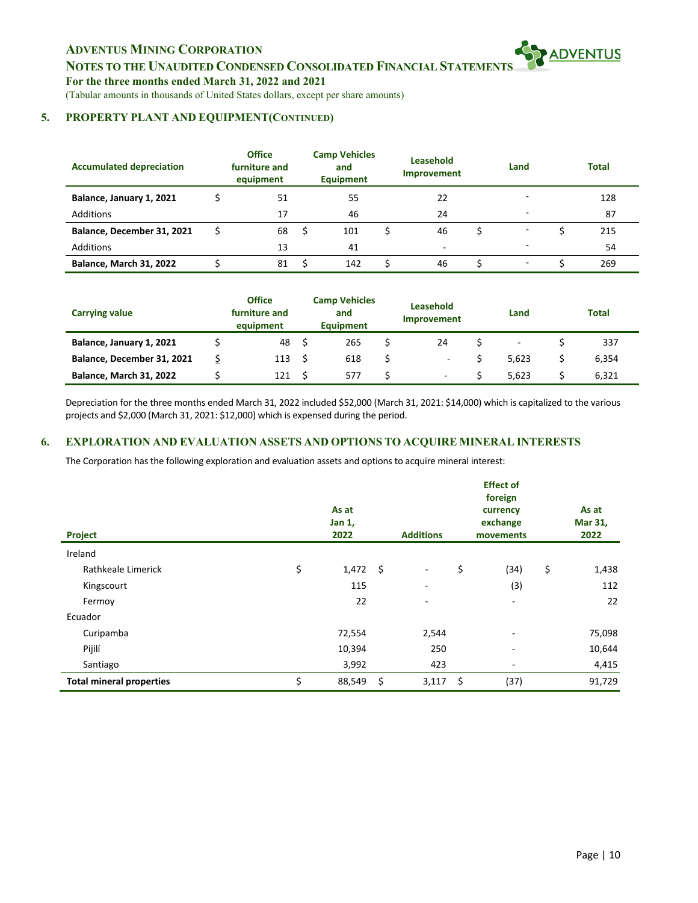## 5. PROPERTY PLANT AND EQUIPMENT (CONTINUED)

| Accumulated depreciation | Office furniture and equipment | Camp Vehicles and Equipment | Leasehold Improvement | Land | Total |
|---|---|---|---|---|---|
| **Balance, January 1, 2021** | $ 51 | 55 | 22 | - | 128 |
| Additions | 17 | 46 | 24 | - | 87 |
| **Balance, December 31, 2021** | $ 68 | $ 101 | $ 46 | $ - | $ 215 |
| Additions | 13 | 41 | - | - | 54 |
| **Balance, March 31, 2022** | $ 81 | $ 142 | $ 46 | $ - | $ 269 |

| Carrying value | Office furniture and equipment | Camp Vehicles and Equipment | Leasehold Improvement | Land | Total |
|---|---|---|---|---|---|
| **Balance, January 1, 2021** | $ 48 | $ 265 | $ 24 | $ - | $ 337 |
| **Balance, December 31, 2021** | $ 113 | $ 618 | $ - | $ 5,623 | $ 6,354 |
| **Balance, March 31, 2022** | $ 121 | $ 577 | $ - | $ 5,623 | $ 6,321 |

Depreciation for the three months ended March 31, 2022 included $52,000 (March 31, 2021: $14,000) which is capitalized to the various projects and $2,000 (March 31, 2021: $12,000) which is expensed during the period.

## 6. EXPLORATION AND EVALUATION ASSETS AND OPTIONS TO ACQUIRE MINERAL INTERESTS

The Corporation has the following exploration and evaluation assets and options to acquire mineral interest:

| Project | As at Jan 1, 2022 | Additions | Effect of foreign currency exchange movements | As at Mar 31, 2022 |
|---|---|---|---|---|
| Ireland | | | | |
| Rathkeale Limerick | $ 1,472 | $ - | $ (34) | $ 1,438 |
| Kingscourt | 115 | - | (3) | 112 |
| Fermoy | 22 | - | - | 22 |
| Ecuador | | | | |
| Curipamba | 72,554 | 2,544 | - | 75,098 |
| Pijilí | 10,394 | 250 | - | 10,644 |
| Santiago | 3,992 | 423 | - | 4,415 |
| **Total mineral properties** | $ 88,549 | $ 3,117 | $ (37) | 91,729 |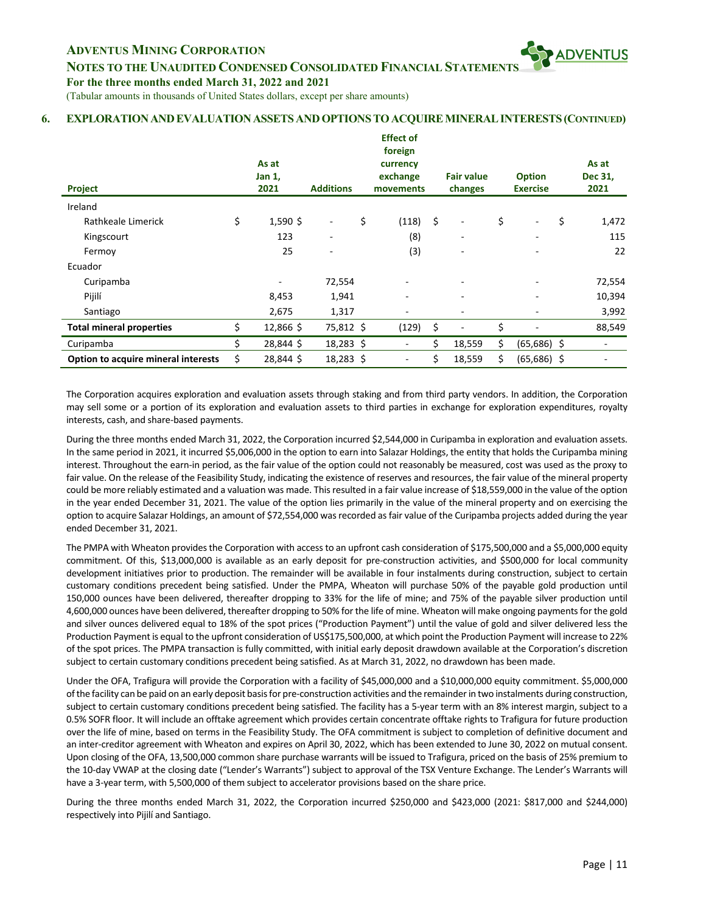## 6. EXPLORATION AND EVALUATION ASSETS AND OPTIONS TO ACQUIRE MINERAL INTERESTS (CONTINUED)

| Project | As at Jan 1, 2021 | Additions | Effect of foreign currency exchange movements | Fair value changes | Option Exercise | As at Dec 31, 2021 |
|---|---|---|---|---|---|---|
| Ireland | | | | | | |
| Rathkeale Limerick | $ 1,590 | $ - | $ (118) | $ - | $ - | $ 1,472 |
| Kingscourt | 123 | - | (8) | - | - | 115 |
| Fermoy | 25 | - | (3) | - | - | 22 |
| Ecuador | | | | | | |
| Curipamba | - | 72,554 | - | - | - | 72,554 |
| Pijilí | 8,453 | 1,941 | - | - | - | 10,394 |
| Santiago | 2,675 | 1,317 | - | - | - | 3,992 |
| **Total mineral properties** | $ 12,866 | $ 75,812 | $ (129) | $ - | $ - | 88,549 |
| Curipamba | $ 28,844 | $ 18,283 | $ - | $ 18,559 | $ (65,686) | $ - |
| **Option to acquire mineral interests** | $ 28,844 | $ 18,283 | $ - | $ 18,559 | $ (65,686) | $ - |

The Corporation acquires exploration and evaluation assets through staking and from third party vendors. In addition, the Corporation may sell some or a portion of its exploration and evaluation assets to third parties in exchange for exploration expenditures, royalty interests, cash, and share-based payments.

During the three months ended March 31, 2022, the Corporation incurred $2,544,000 in Curipamba in exploration and evaluation assets. In the same period in 2021, it incurred $5,006,000 in the option to earn into Salazar Holdings, the entity that holds the Curipamba mining interest. Throughout the earn-in period, as the fair value of the option could not reasonably be measured, cost was used as the proxy to fair value. On the release of the Feasibility Study, indicating the existence of reserves and resources, the fair value of the mineral property could be more reliably estimated and a valuation was made. This resulted in a fair value increase of $18,559,000 in the value of the option in the year ended December 31, 2021. The value of the option lies primarily in the value of the mineral property and on exercising the option to acquire Salazar Holdings, an amount of $72,554,000 was recorded as fair value of the Curipamba projects added during the year ended December 31, 2021.

The PMPA with Wheaton provides the Corporation with access to an upfront cash consideration of $175,500,000 and a $5,000,000 equity commitment. Of this, $13,000,000 is available as an early deposit for pre-construction activities, and $500,000 for local community development initiatives prior to production. The remainder will be available in four instalments during construction, subject to certain customary conditions precedent being satisfied. Under the PMPA, Wheaton will purchase 50% of the payable gold production until 150,000 ounces have been delivered, thereafter dropping to 33% for the life of mine; and 75% of the payable silver production until 4,600,000 ounces have been delivered, thereafter dropping to 50% for the life of mine. Wheaton will make ongoing payments for the gold and silver ounces delivered equal to 18% of the spot prices ("Production Payment") until the value of gold and silver delivered less the Production Payment is equal to the upfront consideration of US$175,500,000, at which point the Production Payment will increase to 22% of the spot prices. The PMPA transaction is fully committed, with initial early deposit drawdown available at the Corporation's discretion subject to certain customary conditions precedent being satisfied. As at March 31, 2022, no drawdown has been made.

Under the OFA, Trafigura will provide the Corporation with a facility of $45,000,000 and a $10,000,000 equity commitment. $5,000,000 of the facility can be paid on an early deposit basis for pre-construction activities and the remainder in two instalments during construction, subject to certain customary conditions precedent being satisfied. The facility has a 5-year term with an 8% interest margin, subject to a 0.5% SOFR floor. It will include an offtake agreement which provides certain concentrate offtake rights to Trafigura for future production over the life of mine, based on terms in the Feasibility Study. The OFA commitment is subject to completion of definitive document and an inter-creditor agreement with Wheaton and expires on April 30, 2022, which has been extended to June 30, 2022 on mutual consent. Upon closing of the OFA, 13,500,000 common share purchase warrants will be issued to Trafigura, priced on the basis of 25% premium to the 10-day VWAP at the closing date ("Lender's Warrants") subject to approval of the TSX Venture Exchange. The Lender's Warrants will have a 3-year term, with 5,500,000 of them subject to accelerator provisions based on the share price.

During the three months ended March 31, 2022, the Corporation incurred $250,000 and $423,000 (2021: $817,000 and $244,000) respectively into Pijilí and Santiago.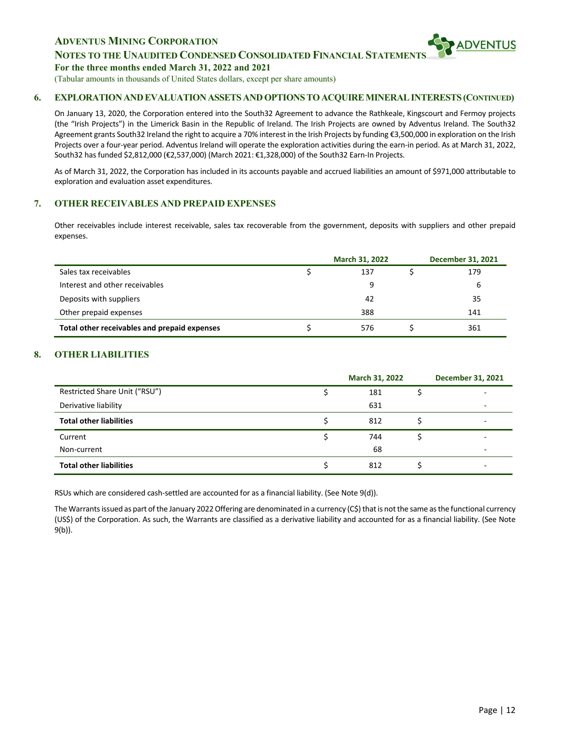## 6. EXPLORATION AND EVALUATION ASSETS AND OPTIONS TO ACQUIRE MINERAL INTERESTS (CONTINUED)

On January 13, 2020, the Corporation entered into the South32 Agreement to advance the Rathkeale, Kingscourt and Fermoy projects (the "Irish Projects") in the Limerick Basin in the Republic of Ireland. The Irish Projects are owned by Adventus Ireland. The South32 Agreement grants South32 Ireland the right to acquire a 70% interest in the Irish Projects by funding €3,500,000 in exploration on the Irish Projects over a four-year period. Adventus Ireland will operate the exploration activities during the earn-in period. As at March 31, 2022, South32 has funded $2,812,000 (€2,537,000) (March 2021: €1,328,000) of the South32 Earn-In Projects.

As of March 31, 2022, the Corporation has included in its accounts payable and accrued liabilities an amount of $971,000 attributable to exploration and evaluation asset expenditures.

## 7. OTHER RECEIVABLES AND PREPAID EXPENSES

Other receivables include interest receivable, sales tax recoverable from the government, deposits with suppliers and other prepaid expenses.

| | March 31, 2022 | December 31, 2021 |
|---|---|---|
| Sales tax receivables | $ 137 | $ 179 |
| Interest and other receivables | 9 | 6 |
| Deposits with suppliers | 42 | 35 |
| Other prepaid expenses | 388 | 141 |
| **Total other receivables and prepaid expenses** | $ 576 | $ 361 |

## 8. OTHER LIABILITIES

| | March 31, 2022 | December 31, 2021 |
|---|---|---|
| Restricted Share Unit ("RSU") | $ 181 | $ - |
| Derivative liability | 631 | - |
| **Total other liabilities** | $ 812 | $ - |
| Current | $ 744 | $ - |
| Non-current | 68 | - |
| **Total other liabilities** | $ 812 | $ - |

RSUs which are considered cash-settled are accounted for as a financial liability. (See Note 9(d)).

The Warrants issued as part of the January 2022 Offering are denominated in a currency (C$) that is not the same as the functional currency (US$) of the Corporation. As such, the Warrants are classified as a derivative liability and accounted for as a financial liability. (See Note 9(b)).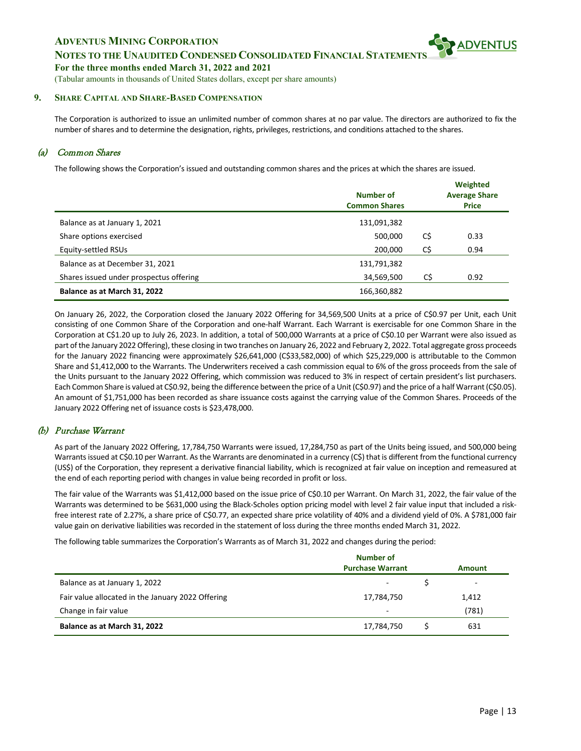## 9. SHARE CAPITAL AND SHARE-BASED COMPENSATION

The Corporation is authorized to issue an unlimited number of common shares at no par value. The directors are authorized to fix the number of shares and to determine the designation, rights, privileges, restrictions, and conditions attached to the shares.

### (a) *Common Shares*

The following shows the Corporation's issued and outstanding common shares and the prices at which the shares are issued.

| | Number of Common Shares | | Weighted Average Share Price |
|---|---|---|---|
| Balance as at January 1, 2021 | 131,091,382 | | |
| Share options exercised | 500,000 | C$ | 0.33 |
| Equity-settled RSUs | 200,000 | C$ | 0.94 |
| Balance as at December 31, 2021 | 131,791,382 | | |
| Shares issued under prospectus offering | 34,569,500 | C$ | 0.92 |
| **Balance as at March 31, 2022** | 166,360,882 | | |

On January 26, 2022, the Corporation closed the January 2022 Offering for 34,569,500 Units at a price of C$0.97 per Unit, each Unit consisting of one Common Share of the Corporation and one-half Warrant. Each Warrant is exercisable for one Common Share in the Corporation at C$1.20 up to July 26, 2023. In addition, a total of 500,000 Warrants at a price of C$0.10 per Warrant were also issued as part of the January 2022 Offering), these closing in two tranches on January 26, 2022 and February 2, 2022. Total aggregate gross proceeds for the January 2022 financing were approximately $26,641,000 (C$33,582,000) of which $25,229,000 is attributable to the Common Share and $1,412,000 to the Warrants. The Underwriters received a cash commission equal to 6% of the gross proceeds from the sale of the Units pursuant to the January 2022 Offering, which commission was reduced to 3% in respect of certain president's list purchasers. Each Common Share is valued at C$0.92, being the difference between the price of a Unit (C$0.97) and the price of a half Warrant (C$0.05). An amount of $1,751,000 has been recorded as share issuance costs against the carrying value of the Common Shares. Proceeds of the January 2022 Offering net of issuance costs is $23,478,000.

### (b) *Purchase Warrant*

As part of the January 2022 Offering, 17,784,750 Warrants were issued, 17,284,750 as part of the Units being issued, and 500,000 being Warrants issued at C$0.10 per Warrant. As the Warrants are denominated in a currency (C$) that is different from the functional currency (US$) of the Corporation, they represent a derivative financial liability, which is recognized at fair value on inception and remeasured at the end of each reporting period with changes in value being recorded in profit or loss.

The fair value of the Warrants was $1,412,000 based on the issue price of C$0.10 per Warrant. On March 31, 2022, the fair value of the Warrants was determined to be $631,000 using the Black-Scholes option pricing model with level 2 fair value input that included a risk-free interest rate of 2.27%, a share price of C$0.77, an expected share price volatility of 40% and a dividend yield of 0%. A $781,000 fair value gain on derivative liabilities was recorded in the statement of loss during the three months ended March 31, 2022.

The following table summarizes the Corporation's Warrants as of March 31, 2022 and changes during the period:

| | Number of Purchase Warrant | | Amount |
|---|---|---|---|
| Balance as at January 1, 2022 | - | $ | - |
| Fair value allocated in the January 2022 Offering | 17,784,750 | | 1,412 |
| Change in fair value | - | | (781) |
| **Balance as at March 31, 2022** | 17,784,750 | $ | 631 |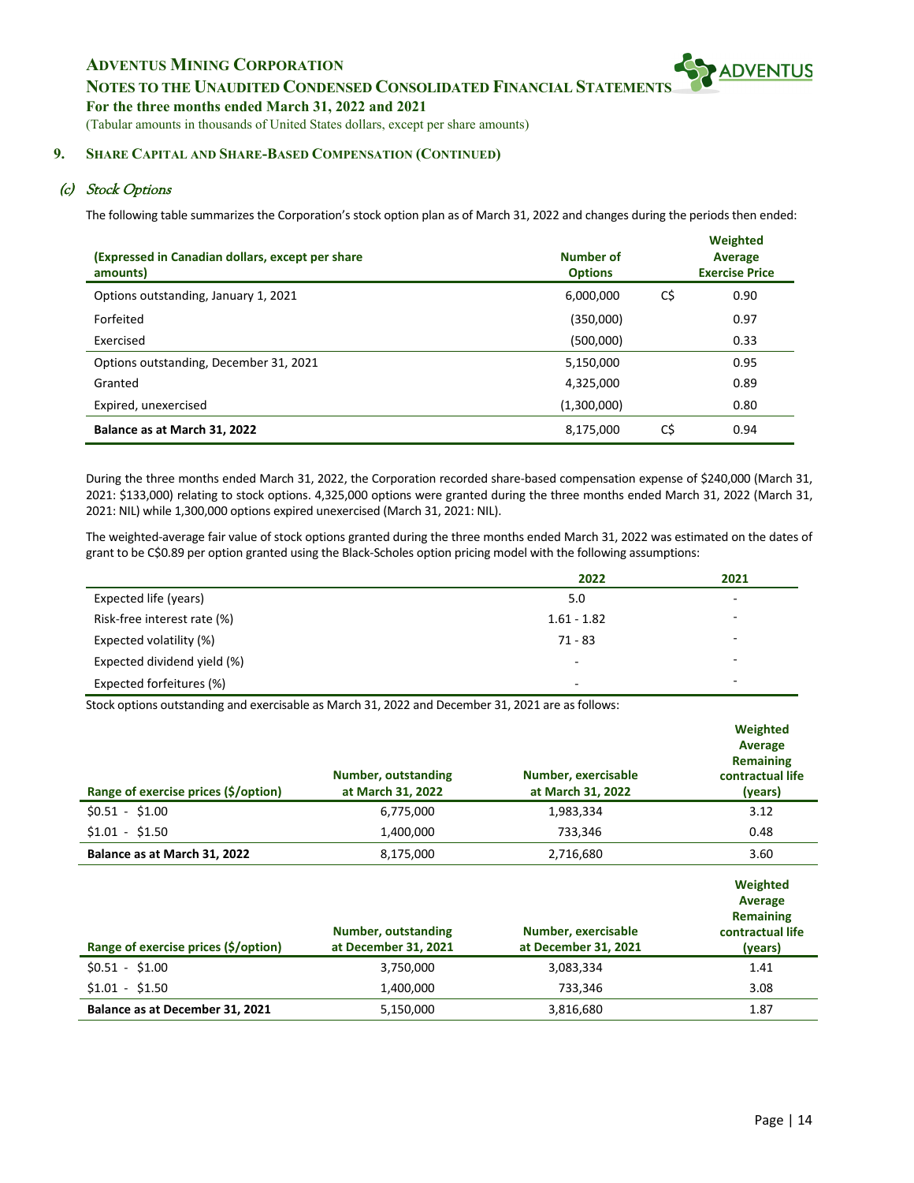## 9. Share Capital and Share-Based Compensation (Continued)

### (c) *Stock Options*

The following table summarizes the Corporation's stock option plan as of March 31, 2022 and changes during the periods then ended:

| (Expressed in Canadian dollars, except per share amounts) | Number of Options | | Weighted Average Exercise Price |
|---|---|---|---|
| Options outstanding, January 1, 2021 | 6,000,000 | C$ | 0.90 |
| Forfeited | (350,000) | | 0.97 |
| Exercised | (500,000) | | 0.33 |
| Options outstanding, December 31, 2021 | 5,150,000 | | 0.95 |
| Granted | 4,325,000 | | 0.89 |
| Expired, unexercised | (1,300,000) | | 0.80 |
| **Balance as at March 31, 2022** | 8,175,000 | C$ | 0.94 |

During the three months ended March 31, 2022, the Corporation recorded share-based compensation expense of $240,000 (March 31, 2021: $133,000) relating to stock options. 4,325,000 options were granted during the three months ended March 31, 2022 (March 31, 2021: NIL) while 1,300,000 options expired unexercised (March 31, 2021: NIL).

The weighted-average fair value of stock options granted during the three months ended March 31, 2022 was estimated on the dates of grant to be C$0.89 per option granted using the Black-Scholes option pricing model with the following assumptions:

| | 2022 | 2021 |
|---|---|---|
| Expected life (years) | 5.0 | - |
| Risk-free interest rate (%) | 1.61 - 1.82 | - |
| Expected volatility (%) | 71 - 83 | - |
| Expected dividend yield (%) | - | - |
| Expected forfeitures (%) | - | - |

Stock options outstanding and exercisable as March 31, 2022 and December 31, 2021 are as follows:

| Range of exercise prices ($/option) | Number, outstanding at March 31, 2022 | Number, exercisable at March 31, 2022 | Weighted Average Remaining contractual life (years) |
|---|---|---|---|
| $0.51 - $1.00 | 6,775,000 | 1,983,334 | 3.12 |
| $1.01 - $1.50 | 1,400,000 | 733,346 | 0.48 |
| **Balance as at March 31, 2022** | 8,175,000 | 2,716,680 | 3.60 |

| Range of exercise prices ($/option) | Number, outstanding at December 31, 2021 | Number, exercisable at December 31, 2021 | Weighted Average Remaining contractual life (years) |
|---|---|---|---|
| $0.51 - $1.00 | 3,750,000 | 3,083,334 | 1.41 |
| $1.01 - $1.50 | 1,400,000 | 733,346 | 3.08 |
| **Balance as at December 31, 2021** | 5,150,000 | 3,816,680 | 1.87 |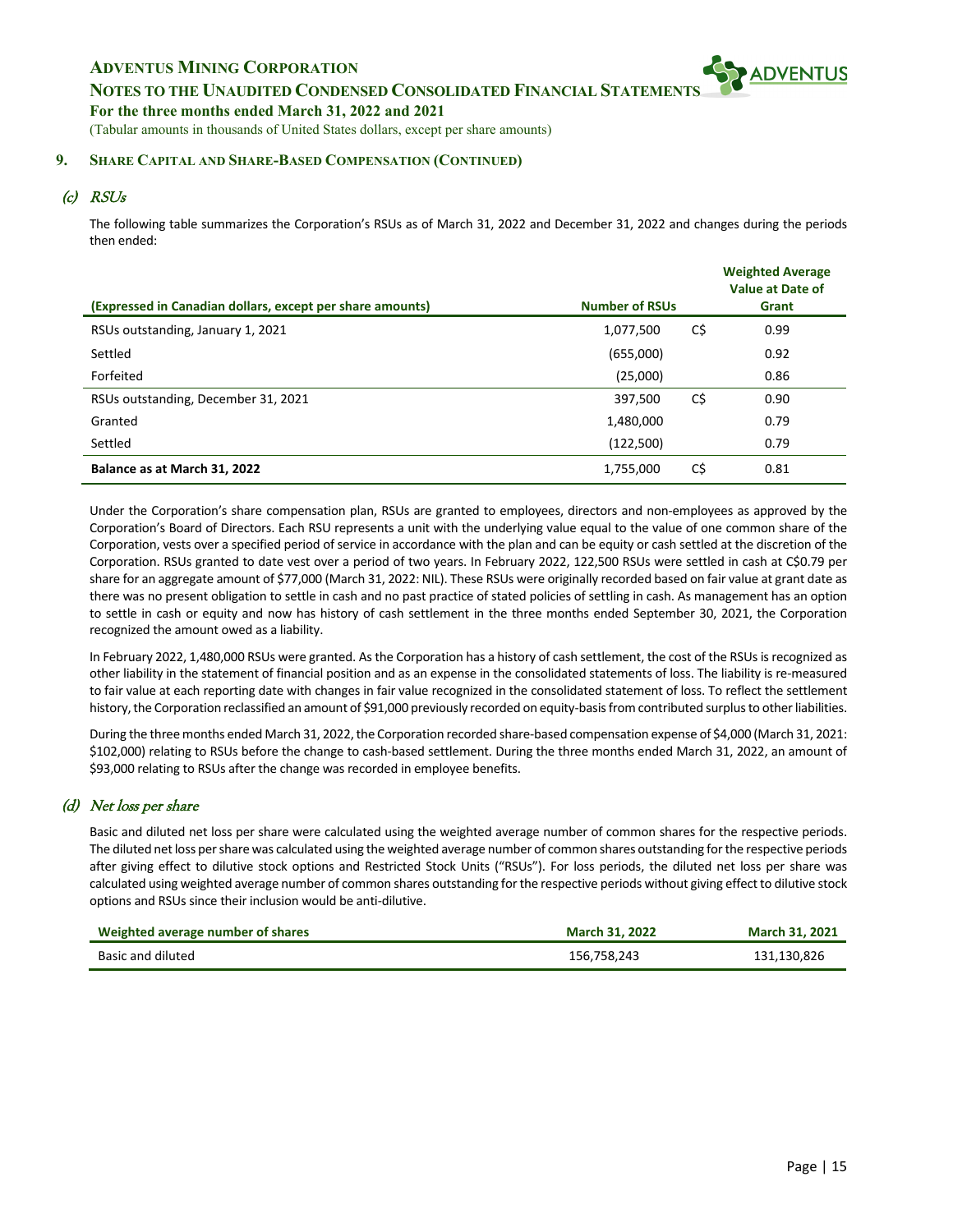## 9. Share Capital and Share-Based Compensation (Continued)

### (c) RSUs

The following table summarizes the Corporation's RSUs as of March 31, 2022 and December 31, 2022 and changes during the periods then ended:

| (Expressed in Canadian dollars, except per share amounts) | Number of RSUs | | Weighted Average Value at Date of Grant |
|---|---|---|---|
| RSUs outstanding, January 1, 2021 | 1,077,500 | C$ | 0.99 |
| Settled | (655,000) | | 0.92 |
| Forfeited | (25,000) | | 0.86 |
| RSUs outstanding, December 31, 2021 | 397,500 | C$ | 0.90 |
| Granted | 1,480,000 | | 0.79 |
| Settled | (122,500) | | 0.79 |
| **Balance as at March 31, 2022** | 1,755,000 | C$ | 0.81 |

Under the Corporation's share compensation plan, RSUs are granted to employees, directors and non-employees as approved by the Corporation's Board of Directors. Each RSU represents a unit with the underlying value equal to the value of one common share of the Corporation, vests over a specified period of service in accordance with the plan and can be equity or cash settled at the discretion of the Corporation. RSUs granted to date vest over a period of two years. In February 2022, 122,500 RSUs were settled in cash at C$0.79 per share for an aggregate amount of $77,000 (March 31, 2022: NIL). These RSUs were originally recorded based on fair value at grant date as there was no present obligation to settle in cash and no past practice of stated policies of settling in cash. As management has an option to settle in cash or equity and now has history of cash settlement in the three months ended September 30, 2021, the Corporation recognized the amount owed as a liability.

In February 2022, 1,480,000 RSUs were granted. As the Corporation has a history of cash settlement, the cost of the RSUs is recognized as other liability in the statement of financial position and as an expense in the consolidated statements of loss. The liability is re-measured to fair value at each reporting date with changes in fair value recognized in the consolidated statement of loss. To reflect the settlement history, the Corporation reclassified an amount of $91,000 previously recorded on equity-basis from contributed surplus to other liabilities.

During the three months ended March 31, 2022, the Corporation recorded share-based compensation expense of $4,000 (March 31, 2021: $102,000) relating to RSUs before the change to cash-based settlement. During the three months ended March 31, 2022, an amount of $93,000 relating to RSUs after the change was recorded in employee benefits.

### (d) Net loss per share

Basic and diluted net loss per share were calculated using the weighted average number of common shares for the respective periods. The diluted net loss per share was calculated using the weighted average number of common shares outstanding for the respective periods after giving effect to dilutive stock options and Restricted Stock Units ("RSUs"). For loss periods, the diluted net loss per share was calculated using weighted average number of common shares outstanding for the respective periods without giving effect to dilutive stock options and RSUs since their inclusion would be anti-dilutive.

| Weighted average number of shares | March 31, 2022 | March 31, 2021 |
|---|---|---|
| Basic and diluted | 156,758,243 | 131,130,826 |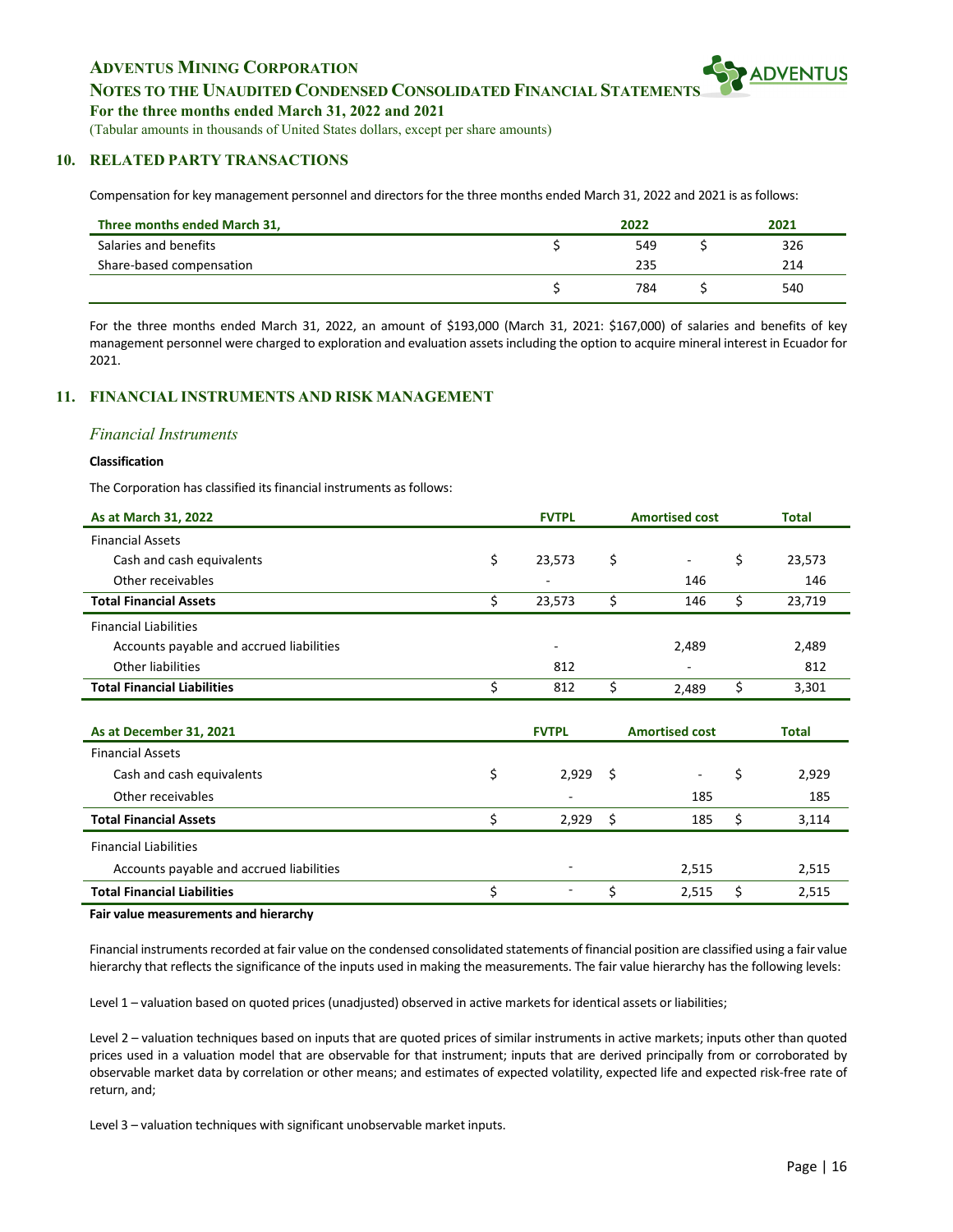## 10. RELATED PARTY TRANSACTIONS

Compensation for key management personnel and directors for the three months ended March 31, 2022 and 2021 is as follows:

| Three months ended March 31, | 2022 | 2021 |
|---|---|---|
| Salaries and benefits | $ 549 | $ 326 |
| Share-based compensation | 235 | 214 |
| | $ 784 | $ 540 |

For the three months ended March 31, 2022, an amount of $193,000 (March 31, 2021: $167,000) of salaries and benefits of key management personnel were charged to exploration and evaluation assets including the option to acquire mineral interest in Ecuador for 2021.

## 11. FINANCIAL INSTRUMENTS AND RISK MANAGEMENT

### *Financial Instruments*

**Classification**

The Corporation has classified its financial instruments as follows:

| As at March 31, 2022 | FVTPL | Amortised cost | Total |
|---|---|---|---|
| Financial Assets | | | |
| Cash and cash equivalents | $ 23,573 | $ - | $ 23,573 |
| Other receivables | - | 146 | 146 |
| **Total Financial Assets** | $ 23,573 | $ 146 | $ 23,719 |
| Financial Liabilities | | | |
| Accounts payable and accrued liabilities | - | 2,489 | 2,489 |
| Other liabilities | 812 | - | 812 |
| **Total Financial Liabilities** | $ 812 | $ 2,489 | $ 3,301 |

| As at December 31, 2021 | FVTPL | Amortised cost | Total |
|---|---|---|---|
| Financial Assets | | | |
| Cash and cash equivalents | $ 2,929 | $ - | $ 2,929 |
| Other receivables | - | 185 | 185 |
| **Total Financial Assets** | $ 2,929 | $ 185 | $ 3,114 |
| Financial Liabilities | | | |
| Accounts payable and accrued liabilities | - | 2,515 | 2,515 |
| **Total Financial Liabilities** | $ - | $ 2,515 | $ 2,515 |

**Fair value measurements and hierarchy**

Financial instruments recorded at fair value on the condensed consolidated statements of financial position are classified using a fair value hierarchy that reflects the significance of the inputs used in making the measurements. The fair value hierarchy has the following levels:

Level 1 – valuation based on quoted prices (unadjusted) observed in active markets for identical assets or liabilities;

Level 2 – valuation techniques based on inputs that are quoted prices of similar instruments in active markets; inputs other than quoted prices used in a valuation model that are observable for that instrument; inputs that are derived principally from or corroborated by observable market data by correlation or other means; and estimates of expected volatility, expected life and expected risk-free rate of return, and;

Level 3 – valuation techniques with significant unobservable market inputs.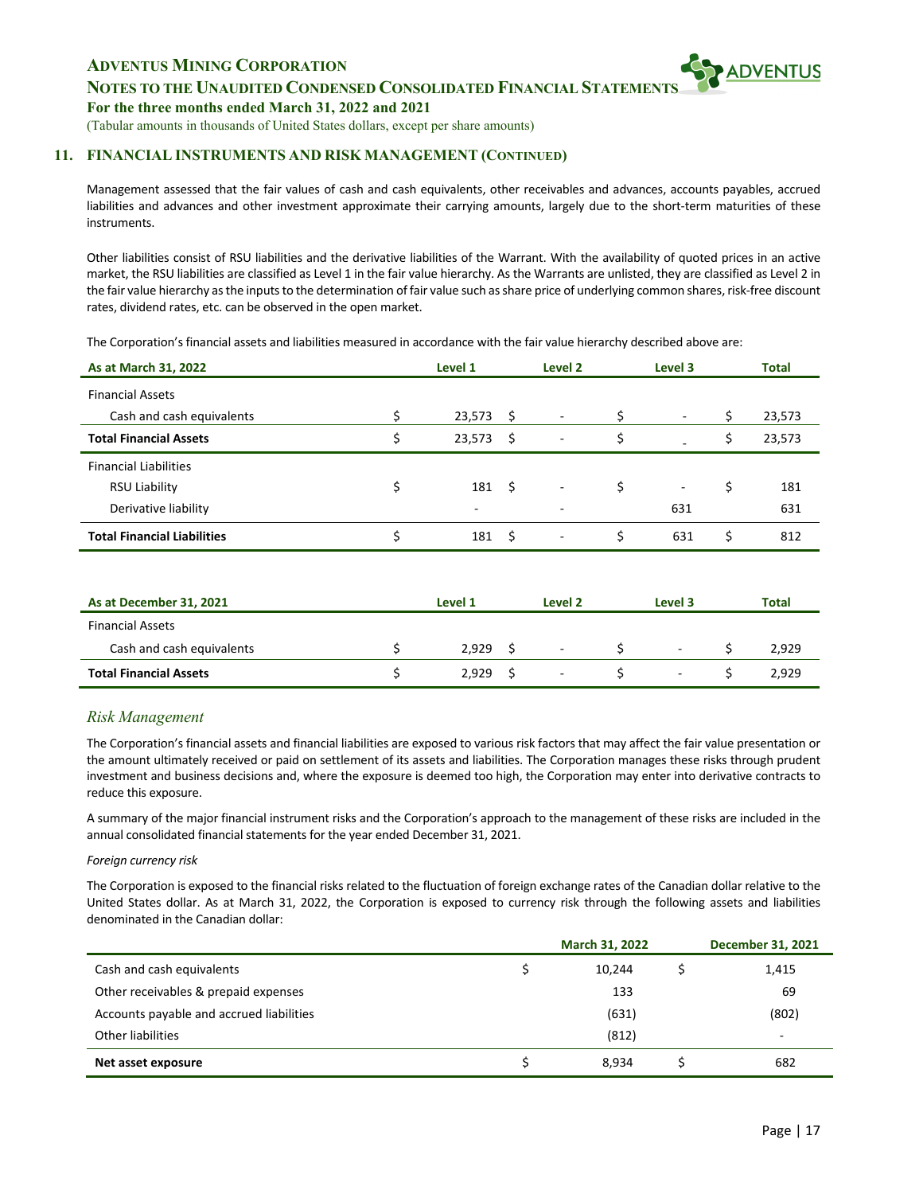## 11. FINANCIAL INSTRUMENTS AND RISK MANAGEMENT (CONTINUED)

Management assessed that the fair values of cash and cash equivalents, other receivables and advances, accounts payables, accrued liabilities and advances and other investment approximate their carrying amounts, largely due to the short-term maturities of these instruments.

Other liabilities consist of RSU liabilities and the derivative liabilities of the Warrant. With the availability of quoted prices in an active market, the RSU liabilities are classified as Level 1 in the fair value hierarchy. As the Warrants are unlisted, they are classified as Level 2 in the fair value hierarchy as the inputs to the determination of fair value such as share price of underlying common shares, risk-free discount rates, dividend rates, etc. can be observed in the open market.

The Corporation's financial assets and liabilities measured in accordance with the fair value hierarchy described above are:

| As at March 31, 2022 | Level 1 | Level 2 | Level 3 | Total |
|---|---|---|---|---|
| Financial Assets | | | | |
| Cash and cash equivalents | $ 23,573 | $ - | $ - | $ 23,573 |
| **Total Financial Assets** | $ 23,573 | $ - | $ - | $ 23,573 |
| Financial Liabilities | | | | |
| RSU Liability | $ 181 | $ - | $ - | $ 181 |
| Derivative liability | - | - | 631 | 631 |
| **Total Financial Liabilities** | $ 181 | $ - | $ 631 | $ 812 |

| As at December 31, 2021 | Level 1 | Level 2 | Level 3 | Total |
|---|---|---|---|---|
| Financial Assets | | | | |
| Cash and cash equivalents | $ 2,929 | $ - | $ - | $ 2,929 |
| **Total Financial Assets** | $ 2,929 | $ - | $ - | $ 2,929 |

### *Risk Management*

The Corporation's financial assets and financial liabilities are exposed to various risk factors that may affect the fair value presentation or the amount ultimately received or paid on settlement of its assets and liabilities. The Corporation manages these risks through prudent investment and business decisions and, where the exposure is deemed too high, the Corporation may enter into derivative contracts to reduce this exposure.

A summary of the major financial instrument risks and the Corporation's approach to the management of these risks are included in the annual consolidated financial statements for the year ended December 31, 2021.

*Foreign currency risk*

The Corporation is exposed to the financial risks related to the fluctuation of foreign exchange rates of the Canadian dollar relative to the United States dollar. As at March 31, 2022, the Corporation is exposed to currency risk through the following assets and liabilities denominated in the Canadian dollar:

| | March 31, 2022 | December 31, 2021 |
|---|---|---|
| Cash and cash equivalents | $ 10,244 | $ 1,415 |
| Other receivables & prepaid expenses | 133 | 69 |
| Accounts payable and accrued liabilities | (631) | (802) |
| Other liabilities | (812) | - |
| **Net asset exposure** | $ 8,934 | $ 682 |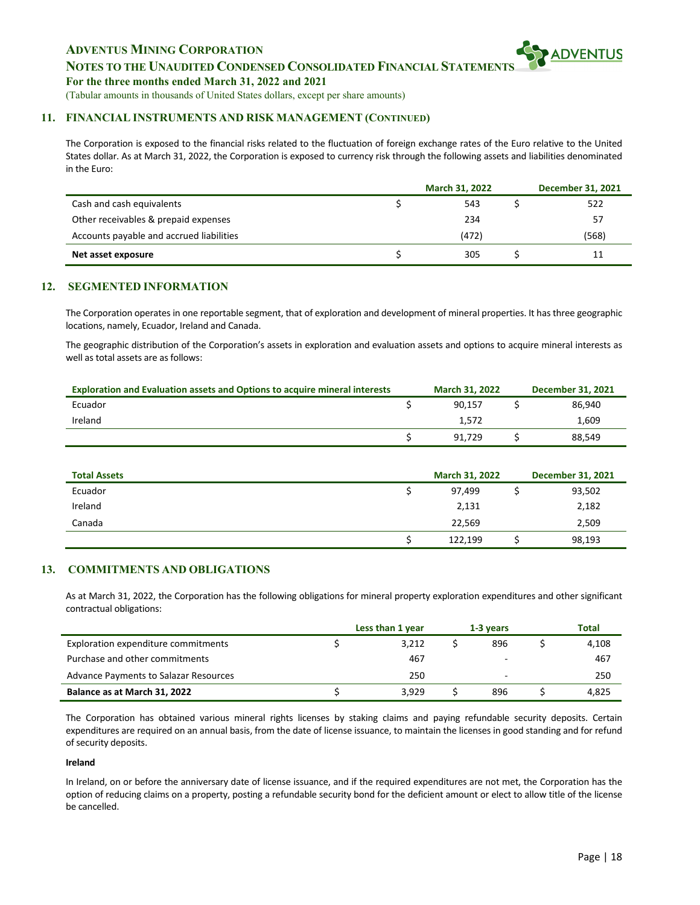## 11. FINANCIAL INSTRUMENTS AND RISK MANAGEMENT (CONTINUED)

The Corporation is exposed to the financial risks related to the fluctuation of foreign exchange rates of the Euro relative to the United States dollar. As at March 31, 2022, the Corporation is exposed to currency risk through the following assets and liabilities denominated in the Euro:

| | | March 31, 2022 | | December 31, 2021 |
|---|---|---|---|---|
| Cash and cash equivalents | $ | 543 | $ | 522 |
| Other receivables & prepaid expenses | | 234 | | 57 |
| Accounts payable and accrued liabilities | | (472) | | (568) |
| **Net asset exposure** | $ | 305 | $ | 11 |

## 12. SEGMENTED INFORMATION

The Corporation operates in one reportable segment, that of exploration and development of mineral properties. It has three geographic locations, namely, Ecuador, Ireland and Canada.

The geographic distribution of the Corporation's assets in exploration and evaluation assets and options to acquire mineral interests as well as total assets are as follows:

| Exploration and Evaluation assets and Options to acquire mineral interests | | March 31, 2022 | | December 31, 2021 |
|---|---|---|---|---|
| Ecuador | $ | 90,157 | $ | 86,940 |
| Ireland | | 1,572 | | 1,609 |
| | $ | 91,729 | $ | 88,549 |

| Total Assets | | March 31, 2022 | | December 31, 2021 |
|---|---|---|---|---|
| Ecuador | $ | 97,499 | $ | 93,502 |
| Ireland | | 2,131 | | 2,182 |
| Canada | | 22,569 | | 2,509 |
| | $ | 122,199 | $ | 98,193 |

## 13. COMMITMENTS AND OBLIGATIONS

As at March 31, 2022, the Corporation has the following obligations for mineral property exploration expenditures and other significant contractual obligations:

| | | Less than 1 year | | 1-3 years | | Total |
|---|---|---|---|---|---|---|
| Exploration expenditure commitments | $ | 3,212 | $ | 896 | $ | 4,108 |
| Purchase and other commitments | | 467 | | - | | 467 |
| Advance Payments to Salazar Resources | | 250 | | - | | 250 |
| **Balance as at March 31, 2022** | $ | 3,929 | $ | 896 | $ | 4,825 |

The Corporation has obtained various mineral rights licenses by staking claims and paying refundable security deposits. Certain expenditures are required on an annual basis, from the date of license issuance, to maintain the licenses in good standing and for refund of security deposits.

**Ireland**

In Ireland, on or before the anniversary date of license issuance, and if the required expenditures are not met, the Corporation has the option of reducing claims on a property, posting a refundable security bond for the deficient amount or elect to allow title of the license be cancelled.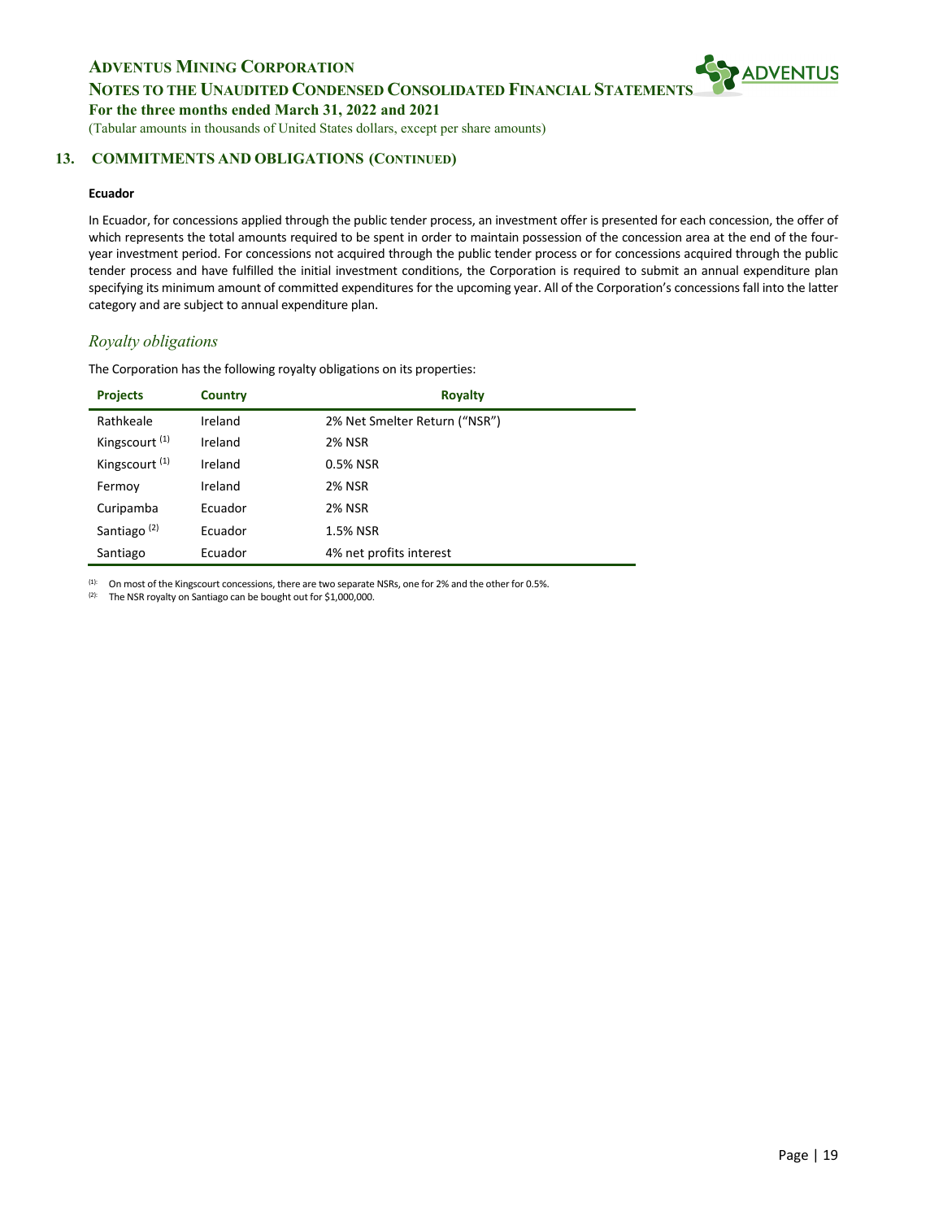## 13. COMMITMENTS AND OBLIGATIONS (CONTINUED)

**Ecuador**

In Ecuador, for concessions applied through the public tender process, an investment offer is presented for each concession, the offer of which represents the total amounts required to be spent in order to maintain possession of the concession area at the end of the four-year investment period. For concessions not acquired through the public tender process or for concessions acquired through the public tender process and have fulfilled the initial investment conditions, the Corporation is required to submit an annual expenditure plan specifying its minimum amount of committed expenditures for the upcoming year. All of the Corporation's concessions fall into the latter category and are subject to annual expenditure plan.

### *Royalty obligations*

The Corporation has the following royalty obligations on its properties:

| Projects | Country | Royalty |
|---|---|---|
| Rathkeale | Ireland | 2% Net Smelter Return ("NSR") |
| Kingscourt (1) | Ireland | 2% NSR |
| Kingscourt (1) | Ireland | 0.5% NSR |
| Fermoy | Ireland | 2% NSR |
| Curipamba | Ecuador | 2% NSR |
| Santiago (2) | Ecuador | 1.5% NSR |
| Santiago | Ecuador | 4% net profits interest |

(1): On most of the Kingscourt concessions, there are two separate NSRs, one for 2% and the other for 0.5%.
(2): The NSR royalty on Santiago can be bought out for $1,000,000.